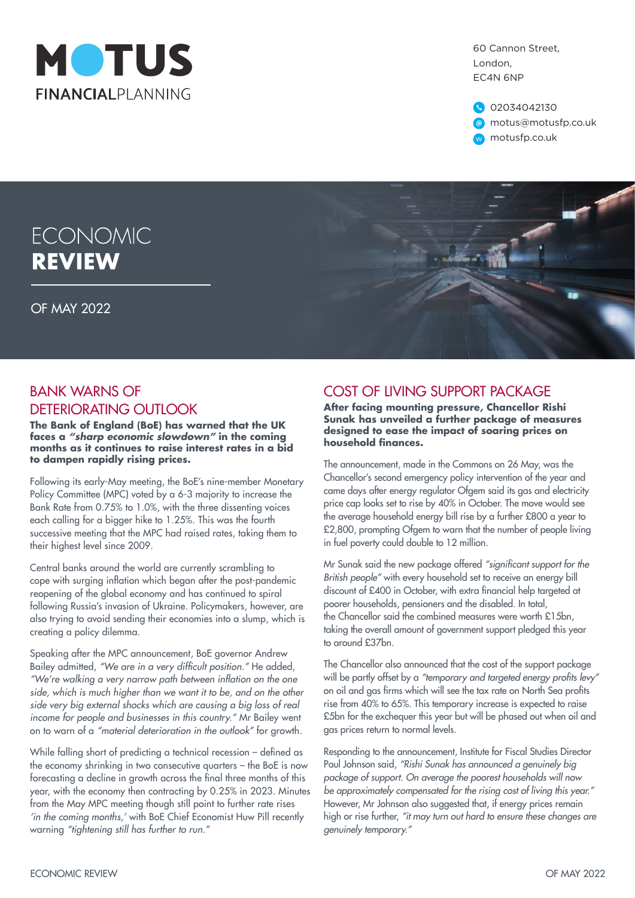MOTUS FINANCIALPLANNING

60 Cannon Street,
London,
EC4N 6NP

02034042130
motus@motusfp.co.uk
motusfp.co.uk

# ECONOMIC REVIEW

OF MAY 2022

## BANK WARNS OF DETERIORATING OUTLOOK

**The Bank of England (BoE) has warned that the UK faces a *"sharp economic slowdown"* in the coming months as it continues to raise interest rates in a bid to dampen rapidly rising prices.**

Following its early-May meeting, the BoE's nine-member Monetary Policy Committee (MPC) voted by a 6-3 majority to increase the Bank Rate from 0.75% to 1.0%, with the three dissenting voices each calling for a bigger hike to 1.25%. This was the fourth successive meeting that the MPC had raised rates, taking them to their highest level since 2009.

Central banks around the world are currently scrambling to cope with surging inflation which began after the post-pandemic reopening of the global economy and has continued to spiral following Russia's invasion of Ukraine. Policymakers, however, are also trying to avoid sending their economies into a slump, which is creating a policy dilemma.

Speaking after the MPC announcement, BoE governor Andrew Bailey admitted, *"We are in a very difficult position."* He added, *"We're walking a very narrow path between inflation on the one side, which is much higher than we want it to be, and on the other side very big external shocks which are causing a big loss of real income for people and businesses in this country."* Mr Bailey went on to warn of a *"material deterioration in the outlook"* for growth.

While falling short of predicting a technical recession – defined as the economy shrinking in two consecutive quarters – the BoE is now forecasting a decline in growth across the final three months of this year, with the economy then contracting by 0.25% in 2023. Minutes from the May MPC meeting though still point to further rate rises *'in the coming months,'* with BoE Chief Economist Huw Pill recently warning *"tightening still has further to run."*

## COST OF LIVING SUPPORT PACKAGE

**After facing mounting pressure, Chancellor Rishi Sunak has unveiled a further package of measures designed to ease the impact of soaring prices on household finances.**

The announcement, made in the Commons on 26 May, was the Chancellor's second emergency policy intervention of the year and came days after energy regulator Ofgem said its gas and electricity price cap looks set to rise by 40% in October. The move would see the average household energy bill rise by a further £800 a year to £2,800, prompting Ofgem to warn that the number of people living in fuel poverty could double to 12 million.

Mr Sunak said the new package offered *"significant support for the British people"* with every household set to receive an energy bill discount of £400 in October, with extra financial help targeted at poorer households, pensioners and the disabled. In total, the Chancellor said the combined measures were worth £15bn, taking the overall amount of government support pledged this year to around £37bn.

The Chancellor also announced that the cost of the support package will be partly offset by a *"temporary and targeted energy profits levy"* on oil and gas firms which will see the tax rate on North Sea profits rise from 40% to 65%. This temporary increase is expected to raise £5bn for the exchequer this year but will be phased out when oil and gas prices return to normal levels.

Responding to the announcement, Institute for Fiscal Studies Director Paul Johnson said, *"Rishi Sunak has announced a genuinely big package of support. On average the poorest households will now be approximately compensated for the rising cost of living this year."* However, Mr Johnson also suggested that, if energy prices remain high or rise further, *"it may turn out hard to ensure these changes are genuinely temporary."*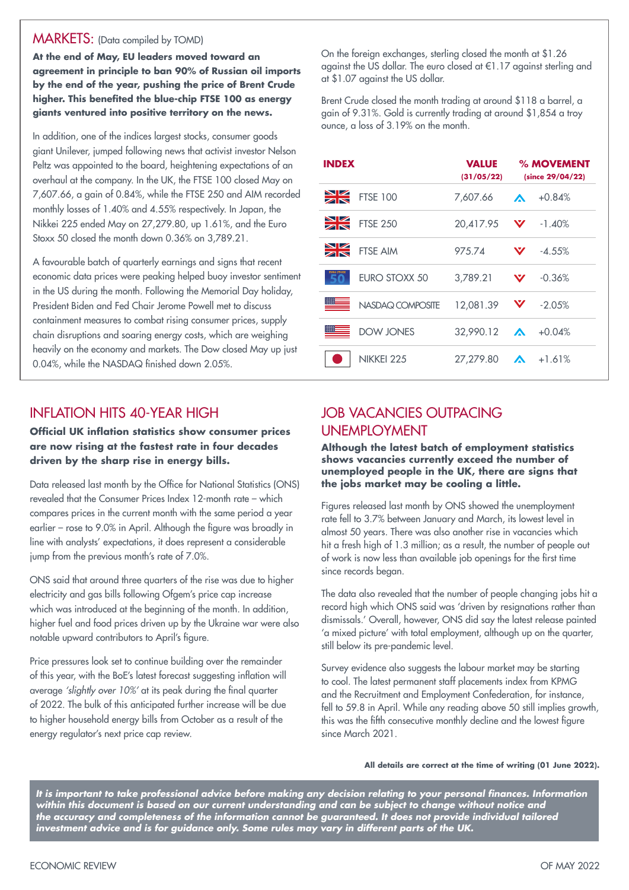## MARKETS: (Data compiled by TOMD)

**At the end of May, EU leaders moved toward an agreement in principle to ban 90% of Russian oil imports by the end of the year, pushing the price of Brent Crude higher. This benefited the blue-chip FTSE 100 as energy giants ventured into positive territory on the news.**

In addition, one of the indices largest stocks, consumer goods giant Unilever, jumped following news that activist investor Nelson Peltz was appointed to the board, heightening expectations of an overhaul at the company. In the UK, the FTSE 100 closed May on 7,607.66, a gain of 0.84%, while the FTSE 250 and AIM recorded monthly losses of 1.40% and 4.55% respectively. In Japan, the Nikkei 225 ended May on 27,279.80, up 1.61%, and the Euro Stoxx 50 closed the month down 0.36% on 3,789.21.

A favourable batch of quarterly earnings and signs that recent economic data prices were peaking helped buoy investor sentiment in the US during the month. Following the Memorial Day holiday, President Biden and Fed Chair Jerome Powell met to discuss containment measures to combat rising consumer prices, supply chain disruptions and soaring energy costs, which are weighing heavily on the economy and markets. The Dow closed May up just 0.04%, while the NASDAQ finished down 2.05%.

On the foreign exchanges, sterling closed the month at $1.26 against the US dollar. The euro closed at €1.17 against sterling and at $1.07 against the US dollar.

Brent Crude closed the month trading at around $118 a barrel, a gain of 9.31%. Gold is currently trading at around $1,854 a troy ounce, a loss of 3.19% on the month.

| INDEX | VALUE (31/05/22) | % MOVEMENT (since 29/04/22) |
|---|---|---|
| FTSE 100 | 7,607.66 | +0.84% |
| FTSE 250 | 20,417.95 | -1.40% |
| FTSE AIM | 975.74 | -4.55% |
| EURO STOXX 50 | 3,789.21 | -0.36% |
| NASDAQ COMPOSITE | 12,081.39 | -2.05% |
| DOW JONES | 32,990.12 | +0.04% |
| NIKKEI 225 | 27,279.80 | +1.61% |

## INFLATION HITS 40-YEAR HIGH

**Official UK inflation statistics show consumer prices are now rising at the fastest rate in four decades driven by the sharp rise in energy bills.**

Data released last month by the Office for National Statistics (ONS) revealed that the Consumer Prices Index 12-month rate – which compares prices in the current month with the same period a year earlier – rose to 9.0% in April. Although the figure was broadly in line with analysts' expectations, it does represent a considerable jump from the previous month's rate of 7.0%.

ONS said that around three quarters of the rise was due to higher electricity and gas bills following Ofgem's price cap increase which was introduced at the beginning of the month. In addition, higher fuel and food prices driven up by the Ukraine war were also notable upward contributors to April's figure.

Price pressures look set to continue building over the remainder of this year, with the BoE's latest forecast suggesting inflation will average *'slightly over 10%'* at its peak during the final quarter of 2022. The bulk of this anticipated further increase will be due to higher household energy bills from October as a result of the energy regulator's next price cap review.

## JOB VACANCIES OUTPACING UNEMPLOYMENT

**Although the latest batch of employment statistics shows vacancies currently exceed the number of unemployed people in the UK, there are signs that the jobs market may be cooling a little.**

Figures released last month by ONS showed the unemployment rate fell to 3.7% between January and March, its lowest level in almost 50 years. There was also another rise in vacancies which hit a fresh high of 1.3 million; as a result, the number of people out of work is now less than available job openings for the first time since records began.

The data also revealed that the number of people changing jobs hit a record high which ONS said was 'driven by resignations rather than dismissals.' Overall, however, ONS did say the latest release painted 'a mixed picture' with total employment, although up on the quarter, still below its pre-pandemic level.

Survey evidence also suggests the labour market may be starting to cool. The latest permanent staff placements index from KPMG and the Recruitment and Employment Confederation, for instance, fell to 59.8 in April. While any reading above 50 still implies growth, this was the fifth consecutive monthly decline and the lowest figure since March 2021.

**All details are correct at the time of writing (01 June 2022).**

***It is important to take professional advice before making any decision relating to your personal finances. Information within this document is based on our current understanding and can be subject to change without notice and the accuracy and completeness of the information cannot be guaranteed. It does not provide individual tailored investment advice and is for guidance only. Some rules may vary in different parts of the UK.***